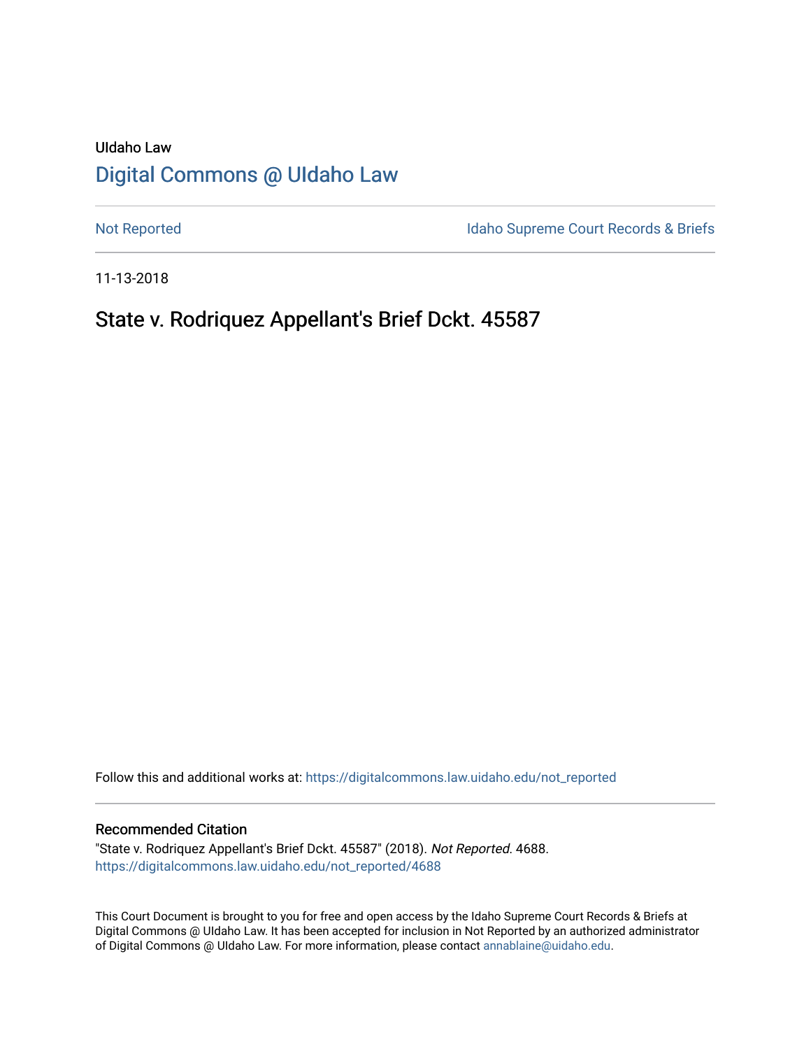UIdaho Law

# [Digital Commons @ UIdaho Law](https://digitalcommons.law.uidaho.edu/)

[Not Reported](https://digitalcommons.law.uidaho.edu/not_reported) | [Idaho Supreme Court Records & Briefs](https://digitalcommons.law.uidaho.edu/isc_records)

11-13-2018

## State v. Rodriquez Appellant's Brief Dckt. 45587

Follow this and additional works at: [https://digitalcommons.law.uidaho.edu/not_reported](https://digitalcommons.law.uidaho.edu/not_reported)

### Recommended Citation

"State v. Rodriquez Appellant's Brief Dckt. 45587" (2018). *Not Reported*. 4688.
[https://digitalcommons.law.uidaho.edu/not_reported/4688](https://digitalcommons.law.uidaho.edu/not_reported/4688)

This Court Document is brought to you for free and open access by the Idaho Supreme Court Records & Briefs at Digital Commons @ UIdaho Law. It has been accepted for inclusion in Not Reported by an authorized administrator of Digital Commons @ UIdaho Law. For more information, please contact [annablaine@uidaho.edu](mailto:annablaine@uidaho.edu).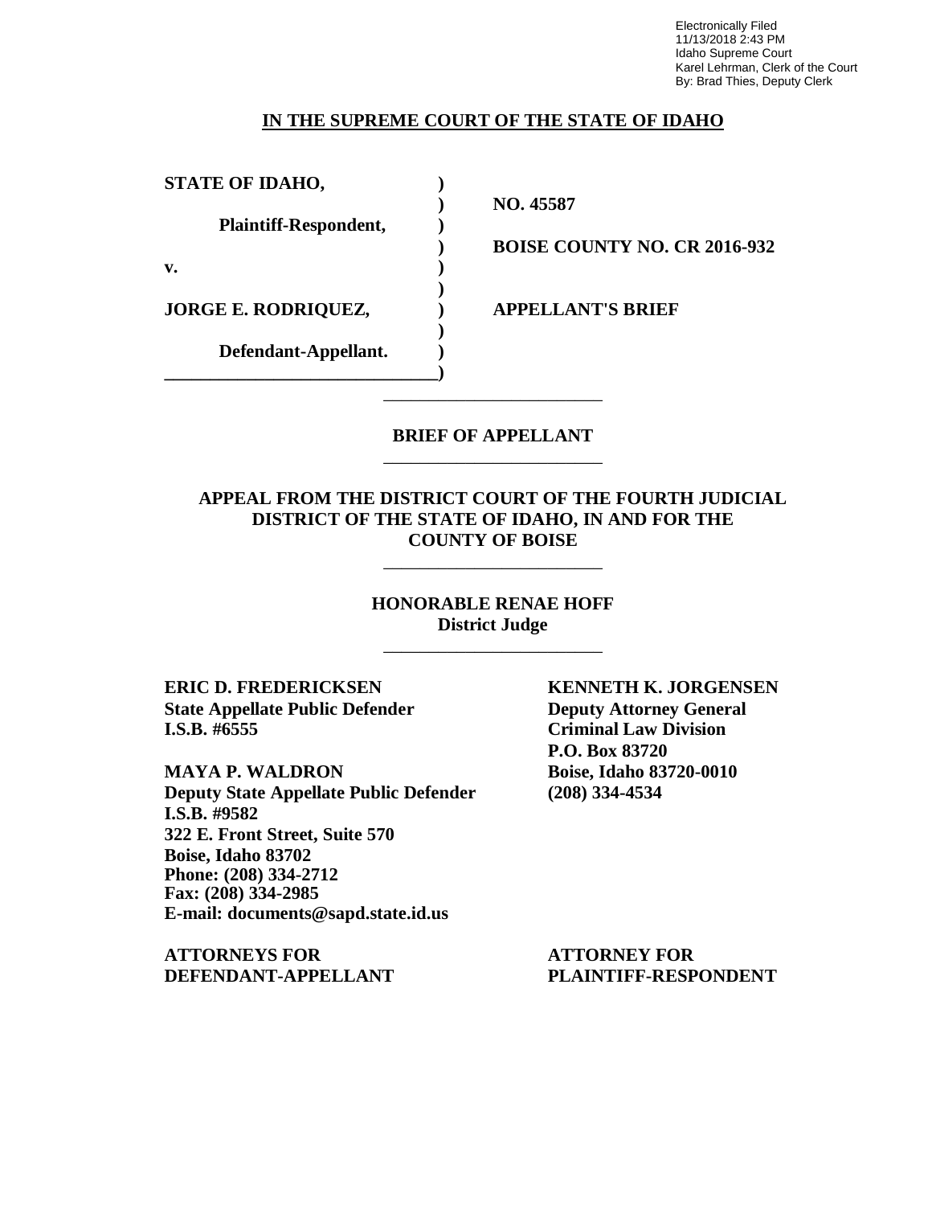Electronically Filed
11/13/2018 2:43 PM
Idaho Supreme Court
Karel Lehrman, Clerk of the Court
By: Brad Thies, Deputy Clerk

**IN THE SUPREME COURT OF THE STATE OF IDAHO**

| | | |
|---|---|---|
| **STATE OF IDAHO,** | ) | |
| | ) | **NO. 45587** |
| **Plaintiff-Respondent,** | ) | |
| | ) | **BOISE COUNTY NO. CR 2016-932** |
| **v.** | ) | |
| | ) | |
| **JORGE E. RODRIQUEZ,** | ) | **APPELLANT'S BRIEF** |
| | ) | |
| **Defendant-Appellant.** | ) | |

**BRIEF OF APPELLANT**

**APPEAL FROM THE DISTRICT COURT OF THE FOURTH JUDICIAL DISTRICT OF THE STATE OF IDAHO, IN AND FOR THE COUNTY OF BOISE**

**HONORABLE RENAE HOFF**
**District Judge**

**ERIC D. FREDERICKSEN**
**State Appellate Public Defender**
**I.S.B. #6555**

**MAYA P. WALDRON**
**Deputy State Appellate Public Defender**
**I.S.B. #9582**
**322 E. Front Street, Suite 570**
**Boise, Idaho 83702**
**Phone: (208) 334-2712**
**Fax: (208) 334-2985**
**E-mail: documents@sapd.state.id.us**

**ATTORNEYS FOR DEFENDANT-APPELLANT**

**KENNETH K. JORGENSEN**
**Deputy Attorney General**
**Criminal Law Division**
**P.O. Box 83720**
**Boise, Idaho 83720-0010**
**(208) 334-4534**

**ATTORNEY FOR PLAINTIFF-RESPONDENT**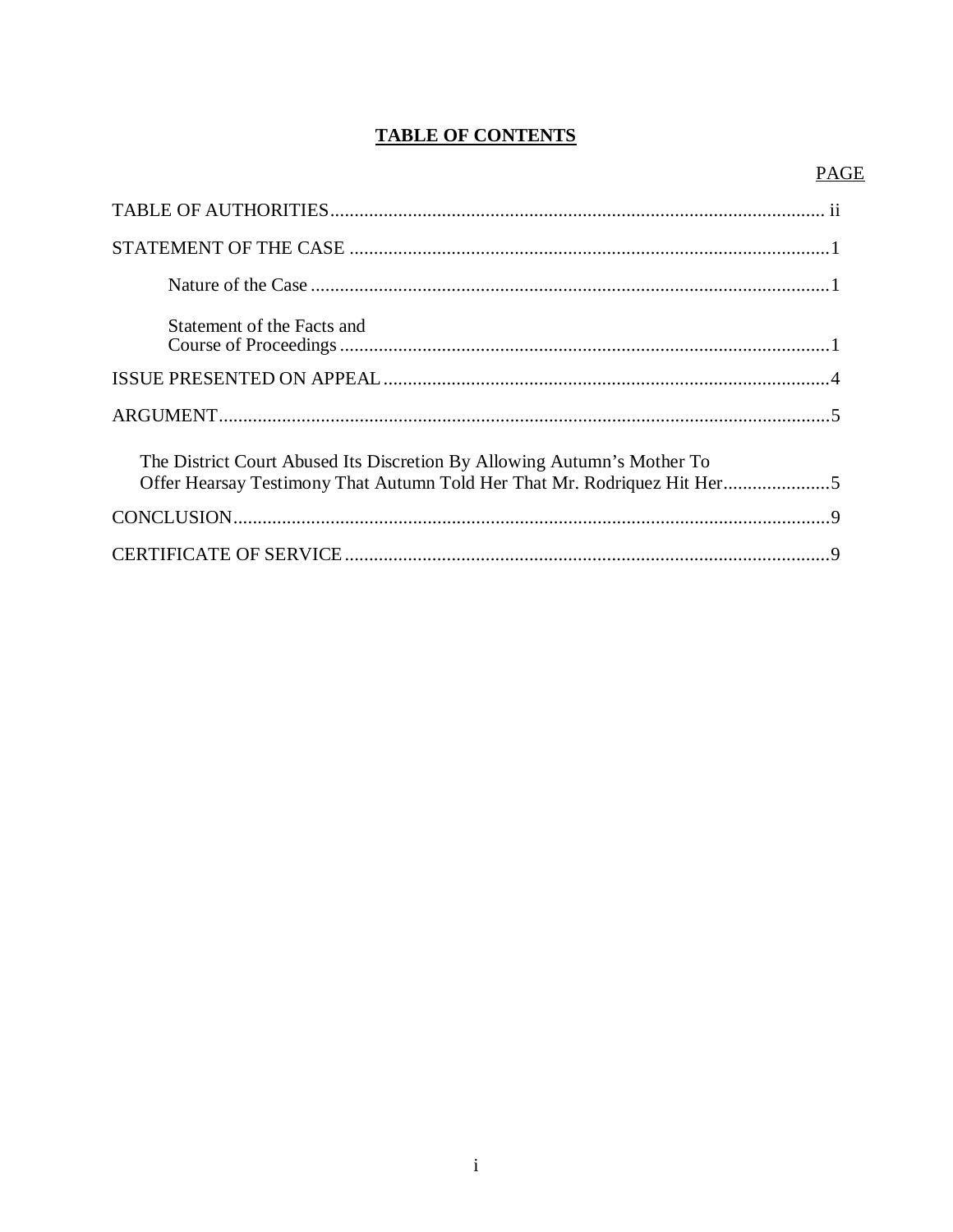# **TABLE OF CONTENTS**

| | PAGE |
|---|---|
| TABLE OF AUTHORITIES | ii |
| STATEMENT OF THE CASE | 1 |
| Nature of the Case | 1 |
| Statement of the Facts and Course of Proceedings | 1 |
| ISSUE PRESENTED ON APPEAL | 4 |
| ARGUMENT | 5 |
| The District Court Abused Its Discretion By Allowing Autumn's Mother To Offer Hearsay Testimony That Autumn Told Her That Mr. Rodriquez Hit Her | 5 |
| CONCLUSION | 9 |
| CERTIFICATE OF SERVICE | 9 |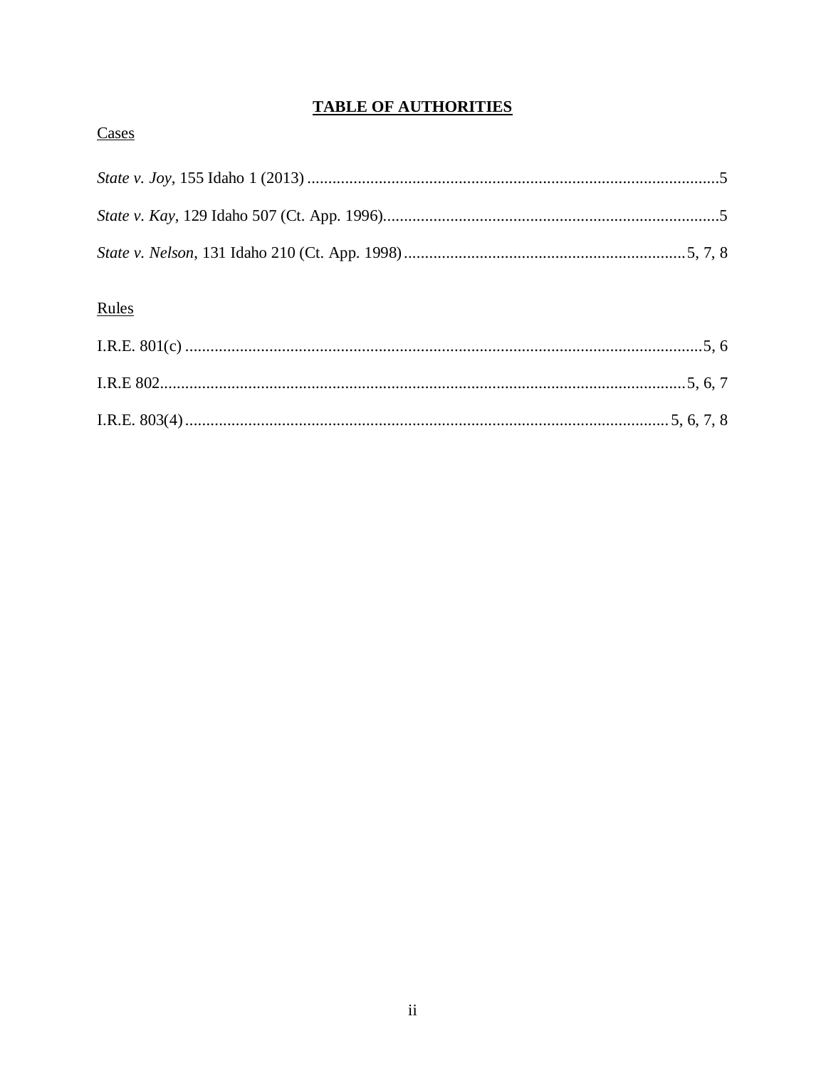# **TABLE OF AUTHORITIES**

Cases

*State v. Joy*, 155 Idaho 1 (2013) ..................................................................................................5

*State v. Kay*, 129 Idaho 507 (Ct. App. 1996)...............................................................................5

*State v. Nelson*, 131 Idaho 210 (Ct. App. 1998) ...................................................................5, 7, 8

Rules

I.R.E. 801(c) ...........................................................................................................................5, 6

I.R.E 802.............................................................................................................................5, 6, 7

I.R.E. 803(4) ...................................................................................................................5, 6, 7, 8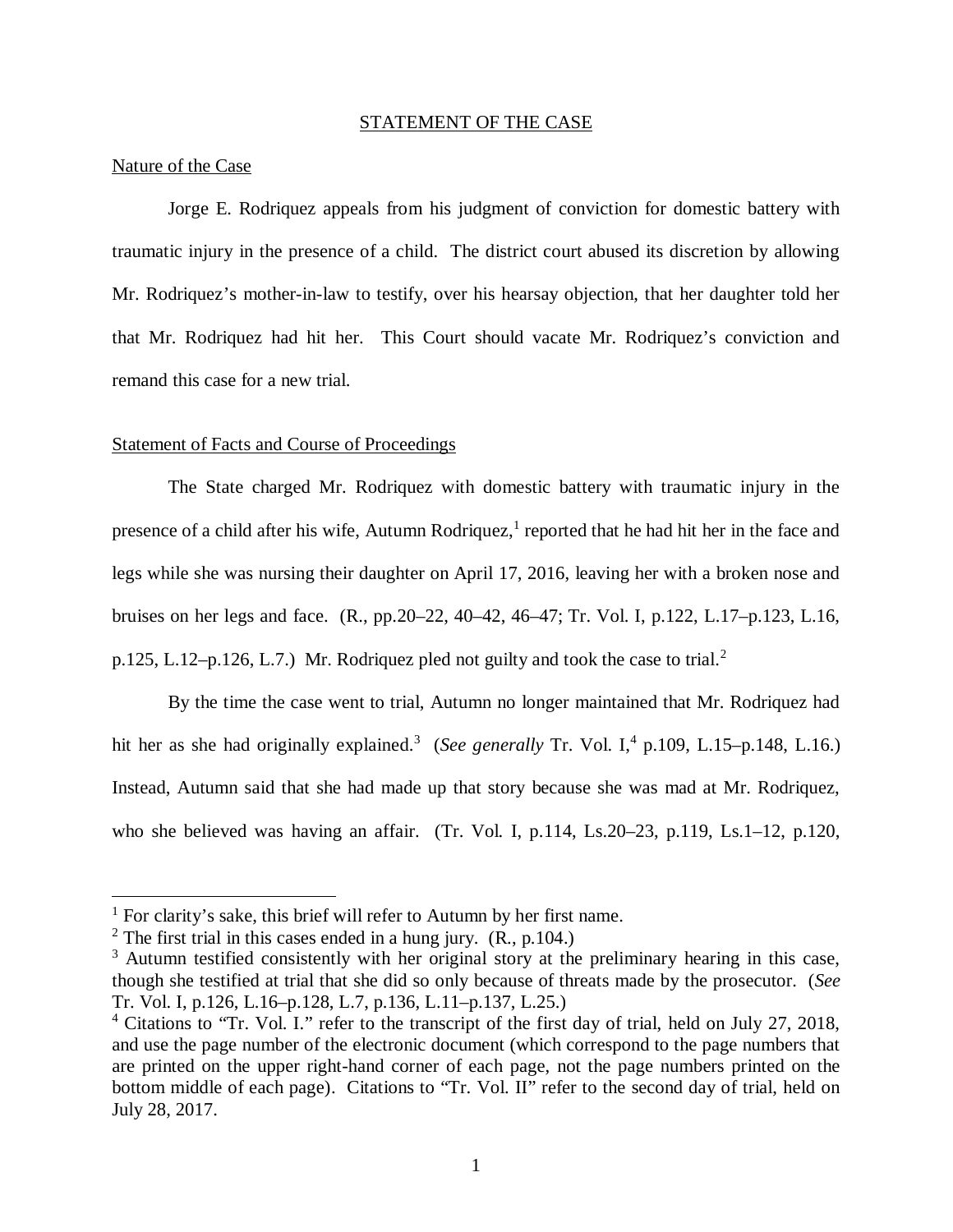## STATEMENT OF THE CASE

### Nature of the Case

Jorge E. Rodriquez appeals from his judgment of conviction for domestic battery with traumatic injury in the presence of a child. The district court abused its discretion by allowing Mr. Rodriquez's mother-in-law to testify, over his hearsay objection, that her daughter told her that Mr. Rodriquez had hit her. This Court should vacate Mr. Rodriquez's conviction and remand this case for a new trial.

### Statement of Facts and Course of Proceedings

The State charged Mr. Rodriquez with domestic battery with traumatic injury in the presence of a child after his wife, Autumn Rodriquez,[1] reported that he had hit her in the face and legs while she was nursing their daughter on April 17, 2016, leaving her with a broken nose and bruises on her legs and face. (R., pp.20–22, 40–42, 46–47; Tr. Vol. I, p.122, L.17–p.123, L.16, p.125, L.12–p.126, L.7.) Mr. Rodriquez pled not guilty and took the case to trial.[2]

By the time the case went to trial, Autumn no longer maintained that Mr. Rodriquez had hit her as she had originally explained.[3] (*See generally* Tr. Vol. I,[4] p.109, L.15–p.148, L.16.) Instead, Autumn said that she had made up that story because she was mad at Mr. Rodriquez, who she believed was having an affair. (Tr. Vol. I, p.114, Ls.20–23, p.119, Ls.1–12, p.120,

---

[1] For clarity's sake, this brief will refer to Autumn by her first name.

[2] The first trial in this cases ended in a hung jury. (R., p.104.)

[3] Autumn testified consistently with her original story at the preliminary hearing in this case, though she testified at trial that she did so only because of threats made by the prosecutor. (*See* Tr. Vol. I, p.126, L.16–p.128, L.7, p.136, L.11–p.137, L.25.)

[4] Citations to "Tr. Vol. I." refer to the transcript of the first day of trial, held on July 27, 2018, and use the page number of the electronic document (which correspond to the page numbers that are printed on the upper right-hand corner of each page, not the page numbers printed on the bottom middle of each page). Citations to "Tr. Vol. II" refer to the second day of trial, held on July 28, 2017.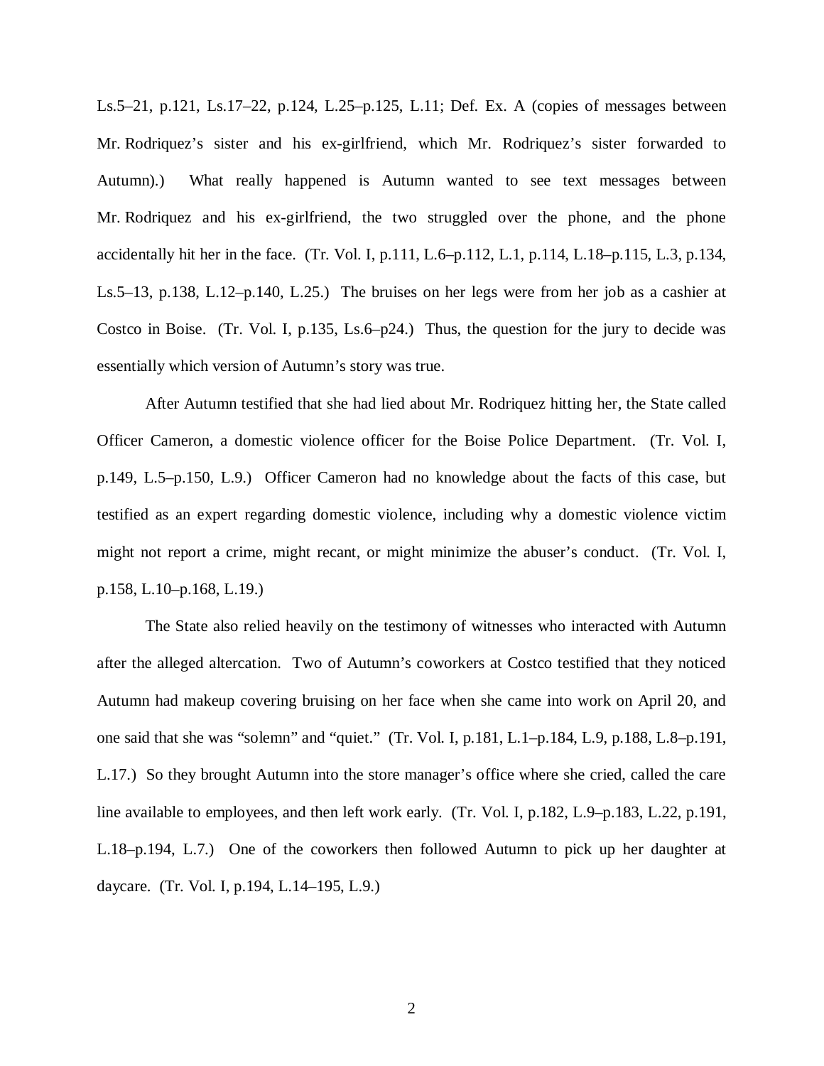Ls.5–21, p.121, Ls.17–22, p.124, L.25–p.125, L.11; Def. Ex. A (copies of messages between Mr. Rodriquez's sister and his ex-girlfriend, which Mr. Rodriquez's sister forwarded to Autumn).) What really happened is Autumn wanted to see text messages between Mr. Rodriquez and his ex-girlfriend, the two struggled over the phone, and the phone accidentally hit her in the face. (Tr. Vol. I, p.111, L.6–p.112, L.1, p.114, L.18–p.115, L.3, p.134, Ls.5–13, p.138, L.12–p.140, L.25.) The bruises on her legs were from her job as a cashier at Costco in Boise. (Tr. Vol. I, p.135, Ls.6–p24.) Thus, the question for the jury to decide was essentially which version of Autumn's story was true.

After Autumn testified that she had lied about Mr. Rodriquez hitting her, the State called Officer Cameron, a domestic violence officer for the Boise Police Department. (Tr. Vol. I, p.149, L.5–p.150, L.9.) Officer Cameron had no knowledge about the facts of this case, but testified as an expert regarding domestic violence, including why a domestic violence victim might not report a crime, might recant, or might minimize the abuser's conduct. (Tr. Vol. I, p.158, L.10–p.168, L.19.)

The State also relied heavily on the testimony of witnesses who interacted with Autumn after the alleged altercation. Two of Autumn's coworkers at Costco testified that they noticed Autumn had makeup covering bruising on her face when she came into work on April 20, and one said that she was "solemn" and "quiet." (Tr. Vol. I, p.181, L.1–p.184, L.9, p.188, L.8–p.191, L.17.) So they brought Autumn into the store manager's office where she cried, called the care line available to employees, and then left work early. (Tr. Vol. I, p.182, L.9–p.183, L.22, p.191, L.18–p.194, L.7.) One of the coworkers then followed Autumn to pick up her daughter at daycare. (Tr. Vol. I, p.194, L.14–195, L.9.)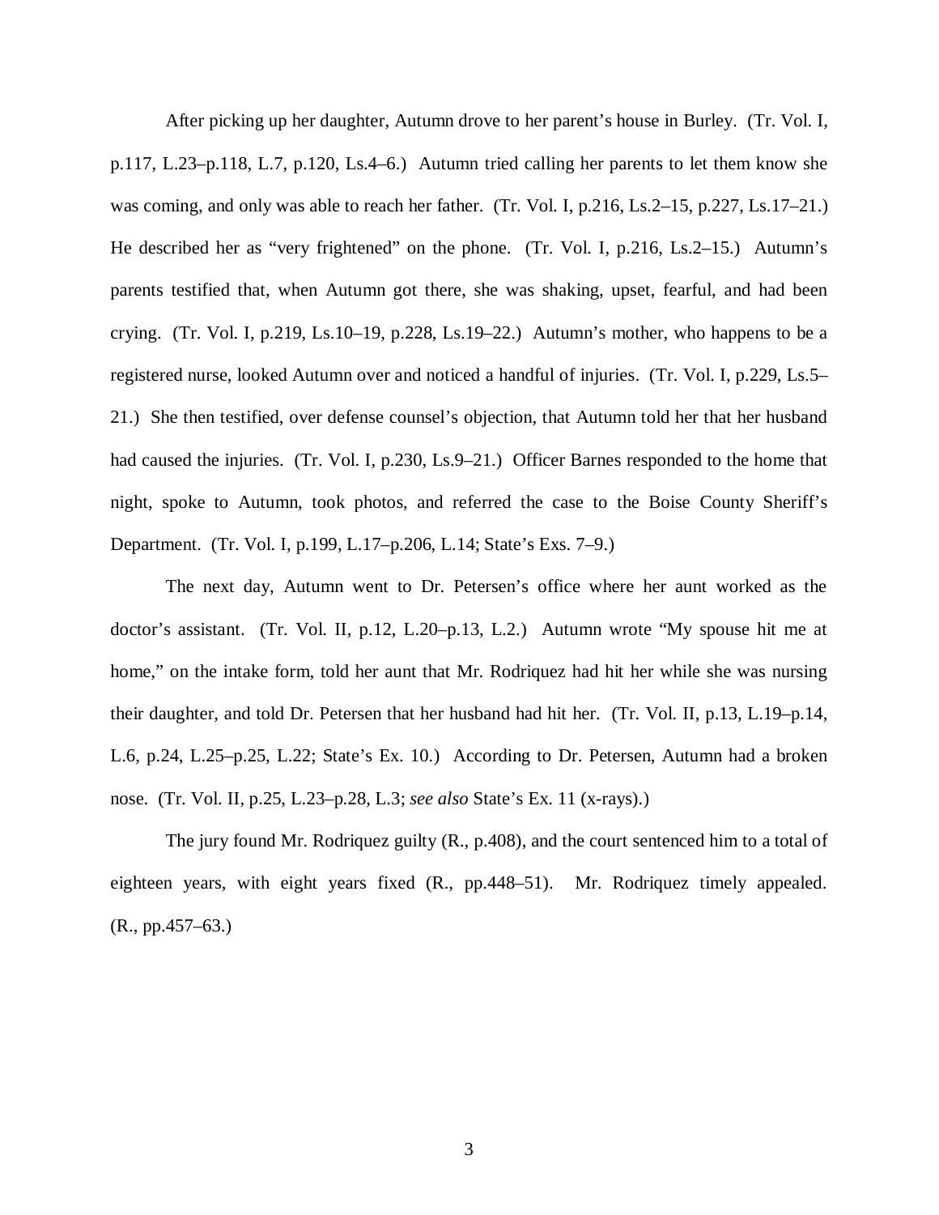After picking up her daughter, Autumn drove to her parent's house in Burley. (Tr. Vol. I, p.117, L.23–p.118, L.7, p.120, Ls.4–6.) Autumn tried calling her parents to let them know she was coming, and only was able to reach her father. (Tr. Vol. I, p.216, Ls.2–15, p.227, Ls.17–21.) He described her as "very frightened" on the phone. (Tr. Vol. I, p.216, Ls.2–15.) Autumn's parents testified that, when Autumn got there, she was shaking, upset, fearful, and had been crying. (Tr. Vol. I, p.219, Ls.10–19, p.228, Ls.19–22.) Autumn's mother, who happens to be a registered nurse, looked Autumn over and noticed a handful of injuries. (Tr. Vol. I, p.229, Ls.5–21.) She then testified, over defense counsel's objection, that Autumn told her that her husband had caused the injuries. (Tr. Vol. I, p.230, Ls.9–21.) Officer Barnes responded to the home that night, spoke to Autumn, took photos, and referred the case to the Boise County Sheriff's Department. (Tr. Vol. I, p.199, L.17–p.206, L.14; State's Exs. 7–9.)

The next day, Autumn went to Dr. Petersen's office where her aunt worked as the doctor's assistant. (Tr. Vol. II, p.12, L.20–p.13, L.2.) Autumn wrote "My spouse hit me at home," on the intake form, told her aunt that Mr. Rodriquez had hit her while she was nursing their daughter, and told Dr. Petersen that her husband had hit her. (Tr. Vol. II, p.13, L.19–p.14, L.6, p.24, L.25–p.25, L.22; State's Ex. 10.) According to Dr. Petersen, Autumn had a broken nose. (Tr. Vol. II, p.25, L.23–p.28, L.3; *see also* State's Ex. 11 (x-rays).)

The jury found Mr. Rodriquez guilty (R., p.408), and the court sentenced him to a total of eighteen years, with eight years fixed (R., pp.448–51). Mr. Rodriquez timely appealed. (R., pp.457–63.)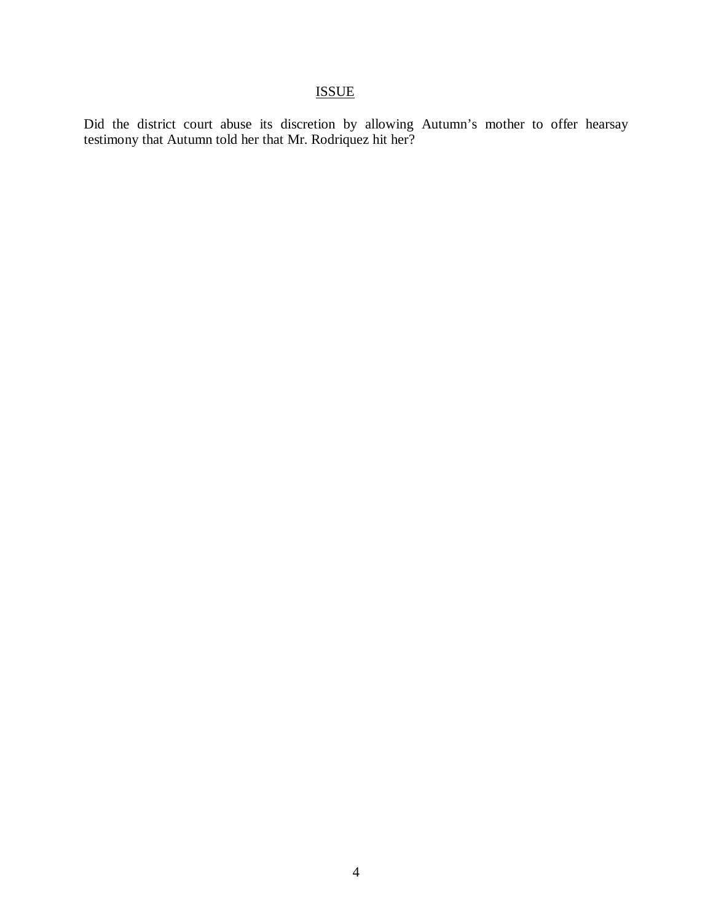## ISSUE

Did the district court abuse its discretion by allowing Autumn's mother to offer hearsay testimony that Autumn told her that Mr. Rodriquez hit her?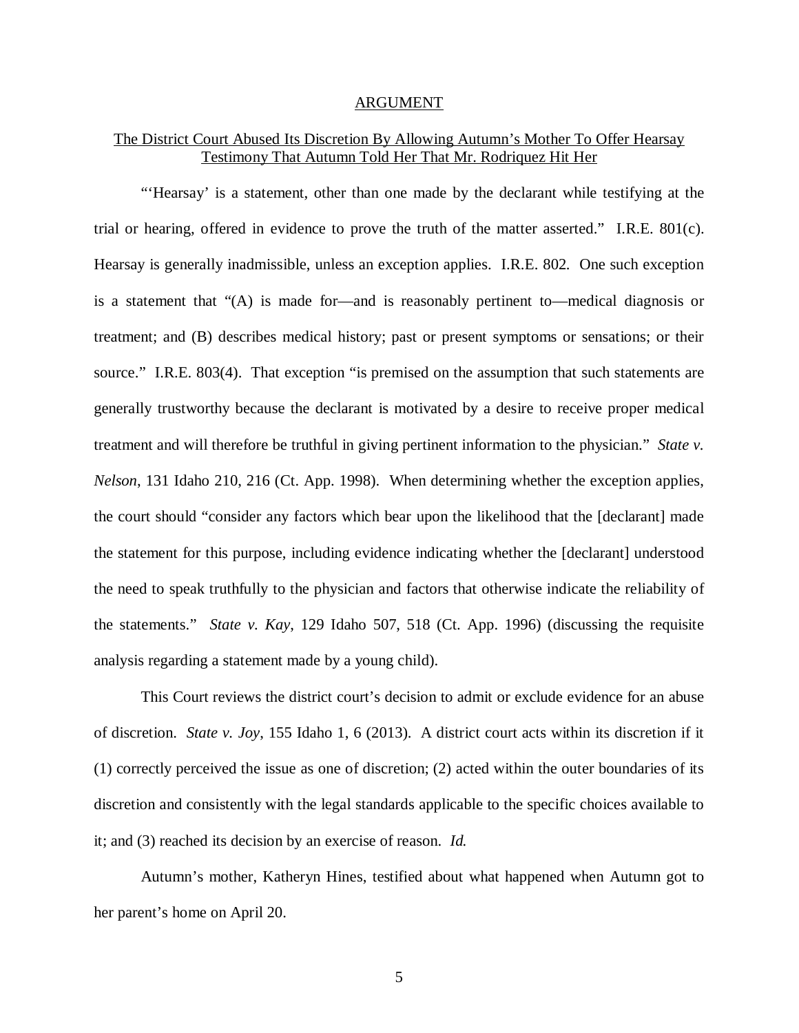## ARGUMENT

### The District Court Abused Its Discretion By Allowing Autumn's Mother To Offer Hearsay Testimony That Autumn Told Her That Mr. Rodriquez Hit Her

"'Hearsay' is a statement, other than one made by the declarant while testifying at the trial or hearing, offered in evidence to prove the truth of the matter asserted." I.R.E. 801(c). Hearsay is generally inadmissible, unless an exception applies. I.R.E. 802. One such exception is a statement that "(A) is made for—and is reasonably pertinent to—medical diagnosis or treatment; and (B) describes medical history; past or present symptoms or sensations; or their source." I.R.E. 803(4). That exception "is premised on the assumption that such statements are generally trustworthy because the declarant is motivated by a desire to receive proper medical treatment and will therefore be truthful in giving pertinent information to the physician." *State v. Nelson*, 131 Idaho 210, 216 (Ct. App. 1998). When determining whether the exception applies, the court should "consider any factors which bear upon the likelihood that the [declarant] made the statement for this purpose, including evidence indicating whether the [declarant] understood the need to speak truthfully to the physician and factors that otherwise indicate the reliability of the statements." *State v. Kay*, 129 Idaho 507, 518 (Ct. App. 1996) (discussing the requisite analysis regarding a statement made by a young child).

This Court reviews the district court's decision to admit or exclude evidence for an abuse of discretion. *State v. Joy*, 155 Idaho 1, 6 (2013). A district court acts within its discretion if it (1) correctly perceived the issue as one of discretion; (2) acted within the outer boundaries of its discretion and consistently with the legal standards applicable to the specific choices available to it; and (3) reached its decision by an exercise of reason. *Id.*

Autumn's mother, Katheryn Hines, testified about what happened when Autumn got to her parent's home on April 20.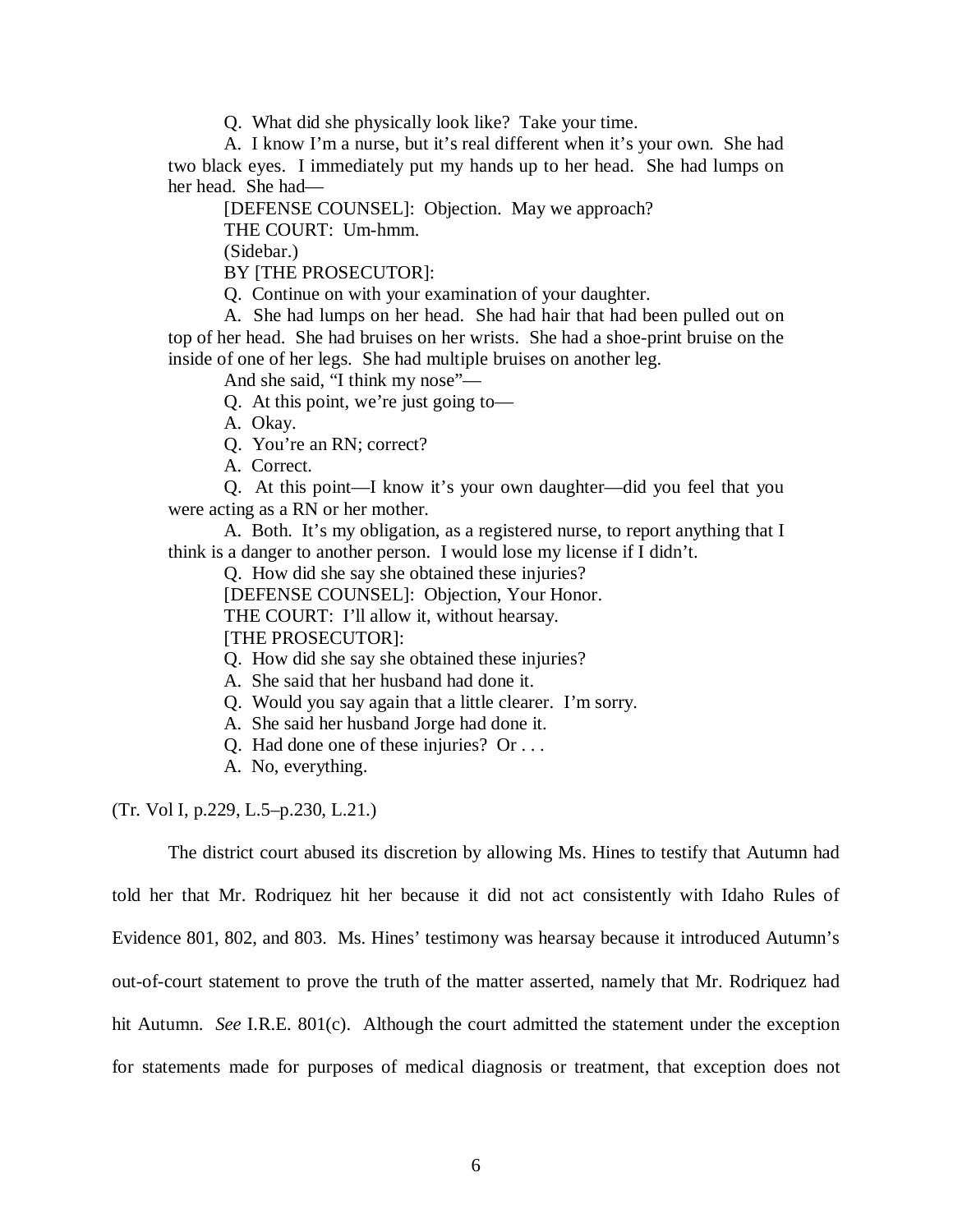Q. What did she physically look like? Take your time.

A. I know I'm a nurse, but it's real different when it's your own. She had two black eyes. I immediately put my hands up to her head. She had lumps on her head. She had—

[DEFENSE COUNSEL]: Objection. May we approach?

THE COURT: Um-hmm.

(Sidebar.)

BY [THE PROSECUTOR]:

Q. Continue on with your examination of your daughter.

A. She had lumps on her head. She had hair that had been pulled out on top of her head. She had bruises on her wrists. She had a shoe-print bruise on the inside of one of her legs. She had multiple bruises on another leg.

And she said, "I think my nose"—

Q. At this point, we're just going to—

A. Okay.

Q. You're an RN; correct?

A. Correct.

Q. At this point—I know it's your own daughter—did you feel that you were acting as a RN or her mother.

A. Both. It's my obligation, as a registered nurse, to report anything that I think is a danger to another person. I would lose my license if I didn't.

Q. How did she say she obtained these injuries?

[DEFENSE COUNSEL]: Objection, Your Honor.

THE COURT: I'll allow it, without hearsay.

[THE PROSECUTOR]:

Q. How did she say she obtained these injuries?

A. She said that her husband had done it.

Q. Would you say again that a little clearer. I'm sorry.

A. She said her husband Jorge had done it.

Q. Had done one of these injuries? Or . . .

A. No, everything.

(Tr. Vol I, p.229, L.5–p.230, L.21.)

The district court abused its discretion by allowing Ms. Hines to testify that Autumn had told her that Mr. Rodriquez hit her because it did not act consistently with Idaho Rules of Evidence 801, 802, and 803. Ms. Hines' testimony was hearsay because it introduced Autumn's out-of-court statement to prove the truth of the matter asserted, namely that Mr. Rodriquez had hit Autumn. *See* I.R.E. 801(c). Although the court admitted the statement under the exception for statements made for purposes of medical diagnosis or treatment, that exception does not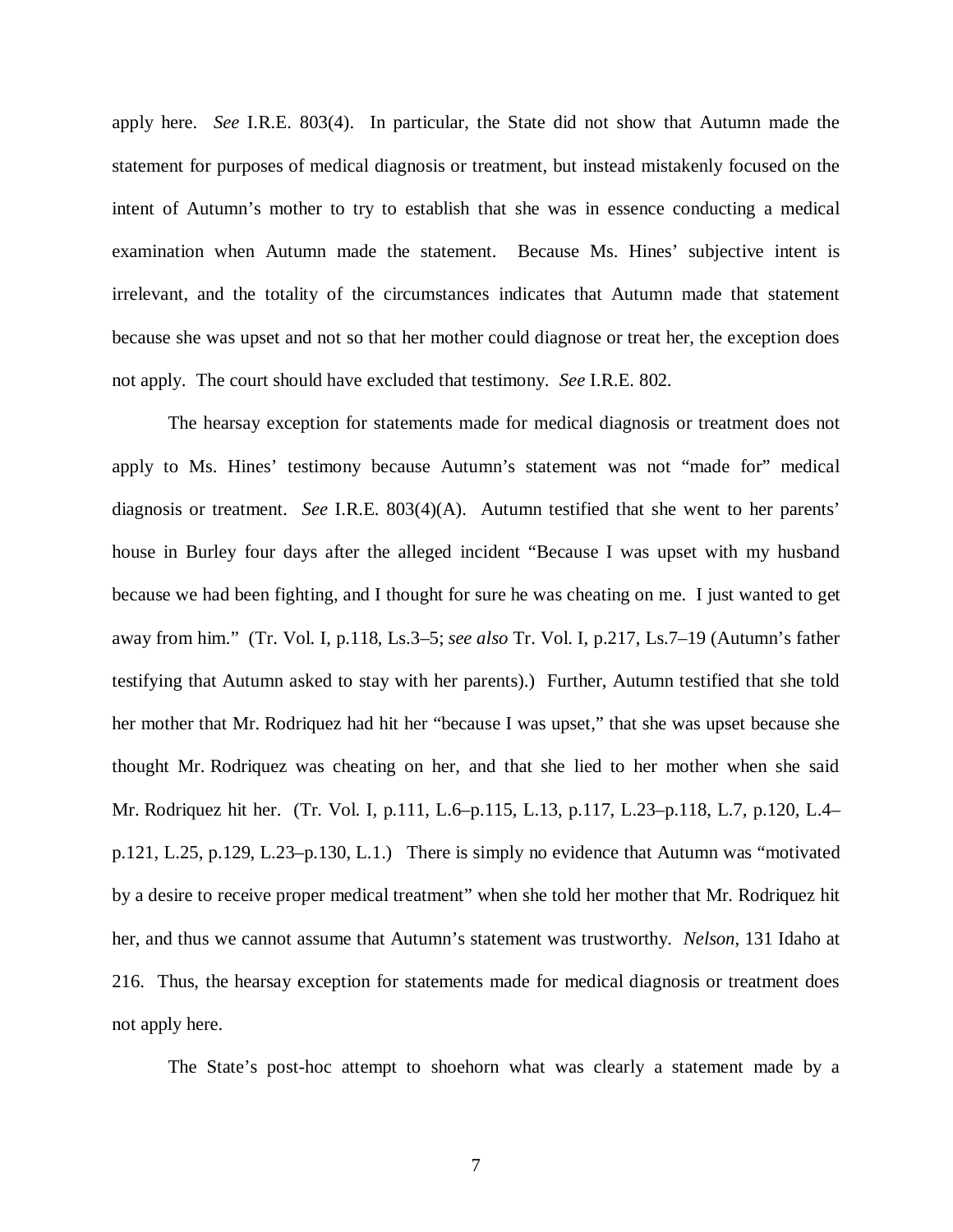apply here. *See* I.R.E. 803(4). In particular, the State did not show that Autumn made the statement for purposes of medical diagnosis or treatment, but instead mistakenly focused on the intent of Autumn's mother to try to establish that she was in essence conducting a medical examination when Autumn made the statement. Because Ms. Hines' subjective intent is irrelevant, and the totality of the circumstances indicates that Autumn made that statement because she was upset and not so that her mother could diagnose or treat her, the exception does not apply. The court should have excluded that testimony. *See* I.R.E. 802.

The hearsay exception for statements made for medical diagnosis or treatment does not apply to Ms. Hines' testimony because Autumn's statement was not "made for" medical diagnosis or treatment. *See* I.R.E. 803(4)(A). Autumn testified that she went to her parents' house in Burley four days after the alleged incident "Because I was upset with my husband because we had been fighting, and I thought for sure he was cheating on me. I just wanted to get away from him." (Tr. Vol. I, p.118, Ls.3–5; *see also* Tr. Vol. I, p.217, Ls.7–19 (Autumn's father testifying that Autumn asked to stay with her parents).) Further, Autumn testified that she told her mother that Mr. Rodriquez had hit her "because I was upset," that she was upset because she thought Mr. Rodriquez was cheating on her, and that she lied to her mother when she said Mr. Rodriquez hit her. (Tr. Vol. I, p.111, L.6–p.115, L.13, p.117, L.23–p.118, L.7, p.120, L.4–p.121, L.25, p.129, L.23–p.130, L.1.) There is simply no evidence that Autumn was "motivated by a desire to receive proper medical treatment" when she told her mother that Mr. Rodriquez hit her, and thus we cannot assume that Autumn's statement was trustworthy. *Nelson*, 131 Idaho at 216. Thus, the hearsay exception for statements made for medical diagnosis or treatment does not apply here.

The State's post-hoc attempt to shoehorn what was clearly a statement made by a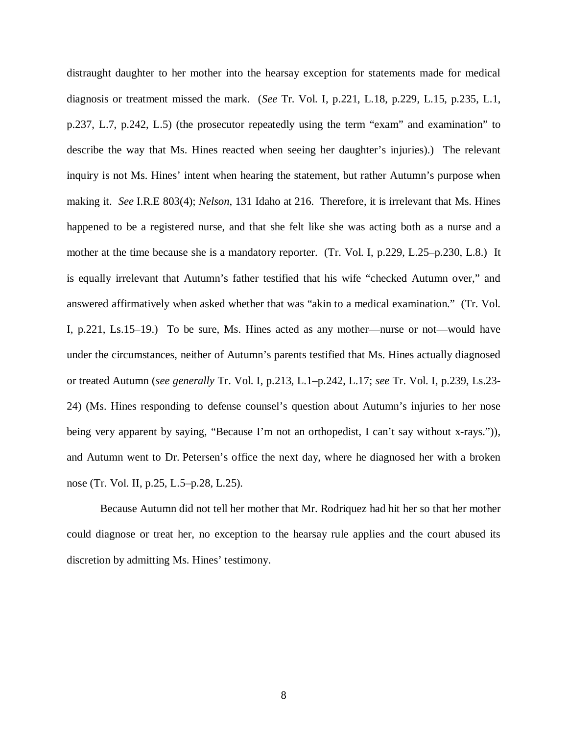distraught daughter to her mother into the hearsay exception for statements made for medical diagnosis or treatment missed the mark. (*See* Tr. Vol. I, p.221, L.18, p.229, L.15, p.235, L.1, p.237, L.7, p.242, L.5) (the prosecutor repeatedly using the term "exam" and examination" to describe the way that Ms. Hines reacted when seeing her daughter's injuries).) The relevant inquiry is not Ms. Hines' intent when hearing the statement, but rather Autumn's purpose when making it. *See* I.R.E 803(4); *Nelson*, 131 Idaho at 216. Therefore, it is irrelevant that Ms. Hines happened to be a registered nurse, and that she felt like she was acting both as a nurse and a mother at the time because she is a mandatory reporter. (Tr. Vol. I, p.229, L.25–p.230, L.8.) It is equally irrelevant that Autumn's father testified that his wife "checked Autumn over," and answered affirmatively when asked whether that was "akin to a medical examination." (Tr. Vol. I, p.221, Ls.15–19.) To be sure, Ms. Hines acted as any mother—nurse or not—would have under the circumstances, neither of Autumn's parents testified that Ms. Hines actually diagnosed or treated Autumn (*see generally* Tr. Vol. I, p.213, L.1–p.242, L.17; *see* Tr. Vol. I, p.239, Ls.23-24) (Ms. Hines responding to defense counsel's question about Autumn's injuries to her nose being very apparent by saying, "Because I'm not an orthopedist, I can't say without x-rays.")), and Autumn went to Dr. Petersen's office the next day, where he diagnosed her with a broken nose (Tr. Vol. II, p.25, L.5–p.28, L.25).

Because Autumn did not tell her mother that Mr. Rodriquez had hit her so that her mother could diagnose or treat her, no exception to the hearsay rule applies and the court abused its discretion by admitting Ms. Hines' testimony.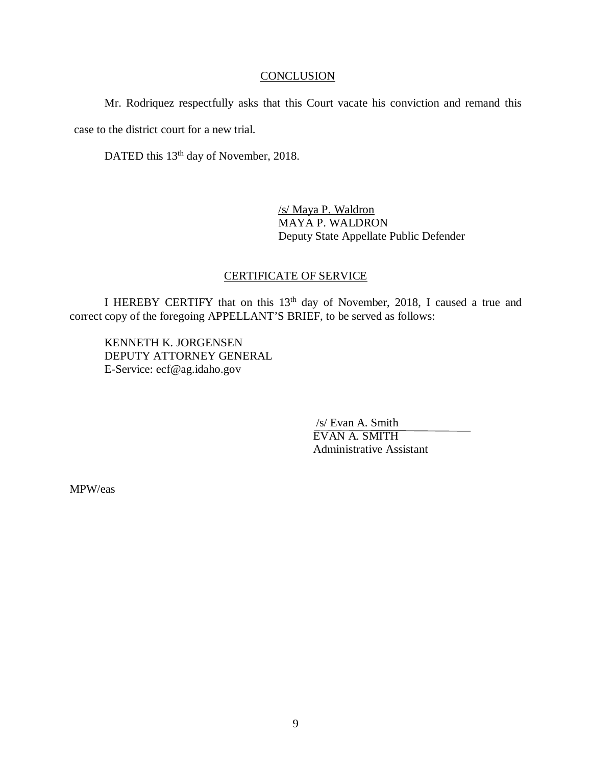## CONCLUSION

Mr. Rodriquez respectfully asks that this Court vacate his conviction and remand this case to the district court for a new trial.

DATED this 13th day of November, 2018.

/s/ Maya P. Waldron  
MAYA P. WALDRON  
Deputy State Appellate Public Defender

## CERTIFICATE OF SERVICE

I HEREBY CERTIFY that on this 13th day of November, 2018, I caused a true and correct copy of the foregoing APPELLANT'S BRIEF, to be served as follows:

KENNETH K. JORGENSEN  
DEPUTY ATTORNEY GENERAL  
E-Service: ecf@ag.idaho.gov

/s/ Evan A. Smith  
EVAN A. SMITH  
Administrative Assistant

MPW/eas